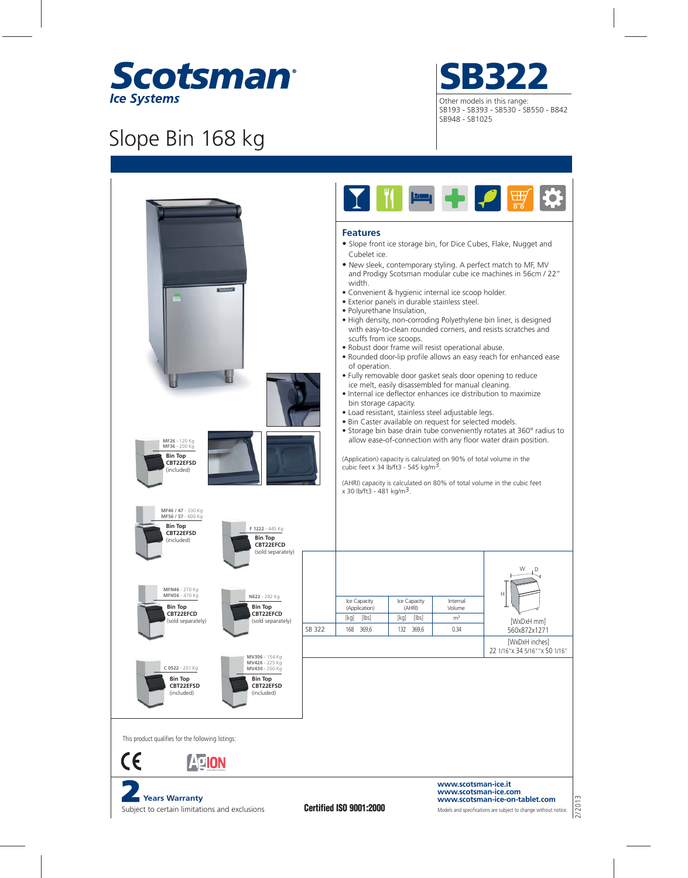# Scotsman

*Ice Systems*

# SB322

Other models in this range:
SB193 - SB393 - SB530 - SB550 - B842
SB948 - SB1025

## Slope Bin 168 kg

MF26 - 120 Kg
MF36 - 200 Kg
**Bin Top**
**CBT22EFSD**
(included)

MF46 / 47 - 330 Kg
MF56 / 57 - 600 Kg
**Bin Top**
**CBT22EFSD**
(included)

F 1222 - 445 Kg
**Bin Top**
**CBT22EFCD**
(sold separately)

MFN46 - 270 Kg
MFN56 - 470 Kg
**Bin Top**
**CBT22EFCD**
(sold separately)

N622 - 292 Kg
**Bin Top**
**CBT22EFCD**
(sold separately)

C 0522 - 201 Kg
**Bin Top**
**CBT22EFSD**
(included)

MV306 - 154 Kg
MV426 - 225 Kg
MV430 - 200 Kg
**Bin Top**
**CBT22EFSD**
(included)

## Features

- Slope front ice storage bin, for Dice Cubes, Flake, Nugget and Cubelet ice.
- New sleek, contemporary styling. A perfect match to MF, MV and Prodigy Scotsman modular cube ice machines in 56cm / 22" width.
- Convenient & hygienic internal ice scoop holder.
- Exterior panels in durable stainless steel.
- Polyurethane Insulation,
- High density, non-corroding Polyethylene bin liner, is designed with easy-to-clean rounded corners, and resists scratches and scuffs from ice scoops.
- Robust door frame will resist operational abuse.
- Rounded door-lip profile allows an easy reach for enhanced ease of operation.
- Fully removable door gasket seals door opening to reduce ice melt, easily disassembled for manual cleaning.
- Internal ice deflector enhances ice distribution to maximize bin storage capacity.
- Load resistant, stainless steel adjustable legs.
- Bin Caster available on request for selected models.
- Storage bin base drain tube conveniently rotates at 360° radius to allow ease-of-connection with any floor water drain position.

(Application) capacity is calculated on 90% of total volume in the cubic feet x 34 lb/ft3 - 545 kg/m$^3$.

(AHRI) capacity is calculated on 80% of total volume in the cubic feet x 30 lb/ft3 - 481 kg/m$^3$.

| | Ice Capacity (Application) | | Ice Capacity (AHRI) | | Internal Volume | |
|---|---|---|---|---|---|---|
| | [kg] | [lbs] | [kg] | [lbs] | m³ | [WxDxH mm] |
| SB 322 | 168 | 369,6 | 132 | 369,6 | 0.34 | 560x872x1271 |
| | | | | | | [WxDxH inches] 22 1/16"x 34 5/16""x 50 1/16" |

This product qualifies for the following listings:

CE AgION

**2 Years Warranty**
Subject to certain limitations and exclusions

**Certified ISO 9001:2000**

**www.scotsman-ice.it**
**www.scotsman-ice.com**
**www.scotsman-ice-on-tablet.com**
Models and specifications are subject to change without notice.

2/2013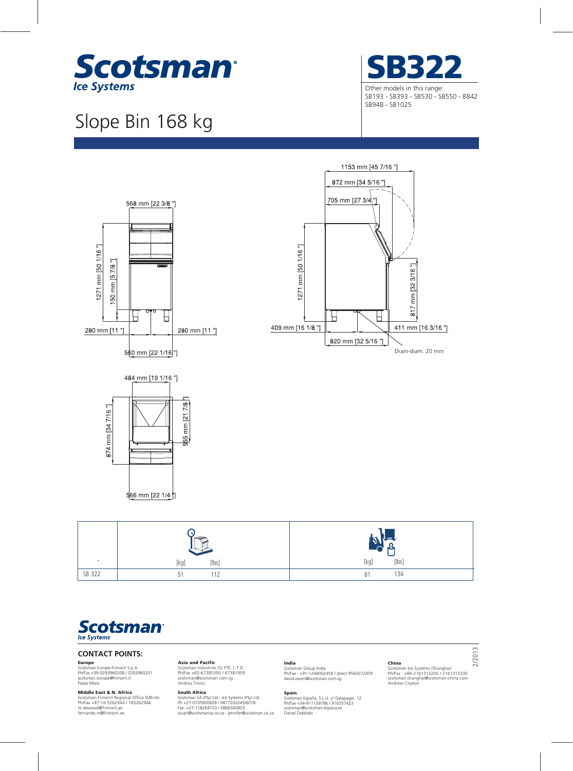# Scotsman Ice Systems

# SB322

Other models in this range:
SB193 - SB393 - SB530 - SB550 - B842
SB948 - SB1025

## Slope Bin 168 kg

568 mm [22 3/8 "]
1271 mm [50 1/16 "]
150 mm [5 7/8 "]
280 mm [11 "]
280 mm [11 "]
560 mm [22 1/16 "]

1153 mm [45 7/16 "]
872 mm [34 5/16 "]
705 mm [27 3/4 "]
1271 mm [50 1/16 "]
817 mm [32 3/16 "]
409 mm [16 1/8 "]
411 mm [16 3/16 "]
820 mm [32 5/16 "]
Drain-diam. 20 mm

484 mm [19 1/16 "]
874 mm [34 7/16 "]
555 mm [21 7/8 "]
566 mm [22 1/4 "]

| - | [kg] | [lbs] | [kg] | [lbs] |
|---|---|---|---|---|
| SB 322 | 51 | 112 | 61 | 134 |

**Scotsman Ice Systems**

## CONTACT POINTS:

**Europe**
Scotsman Europe-Frimont S.p.A.
Ph/Fax +39-0293960208 / 0293960201
scotsman.europe@frimont.it
Paolo Moro

**Middle East & N. Africa**
Scotsman-Frimont Regional Office (MEnA)
Ph/Fax +97-16 5262944 / 165262946
m.dawood@frimont.ae
fernando.m@frimont.ae

**Asia and Pacific**
Scotsman Industries (S) PTE. L.T.D.
Ph/Fax +65-67385393 / 67381959
scotsman@scotsman.com.sg
Andrea Tronci

**South Africa**
Scotsman SA (Pty) Ltd - Ice Systems (Pty) Ltd
Ph +27-0105900609 / 0877200245/6/7/8
Fax: +27-118264123 / 0866340803
stuart@scotsmansa.co.za - jennifer@scotsman.co.za

**India**
Scotsman Group India
Ph/Fax : +91-1244002459 / direct 9560072459
david.owen@scotsman.com.sg

**Spain**
Scotsman España, S.L.U. c/ Galapagar, 12
Ph/Fax +34-911109796 / 916337423
scotsman@scotsman-espana.es
Daniel Doblado

**China**
Scotsman Ice Systems (Shanghai)
Ph/Fax : +86-2161313200 / 2161313330
scotsman.shanghai@scotsman-china.com
Andrew Clayton

2/2013